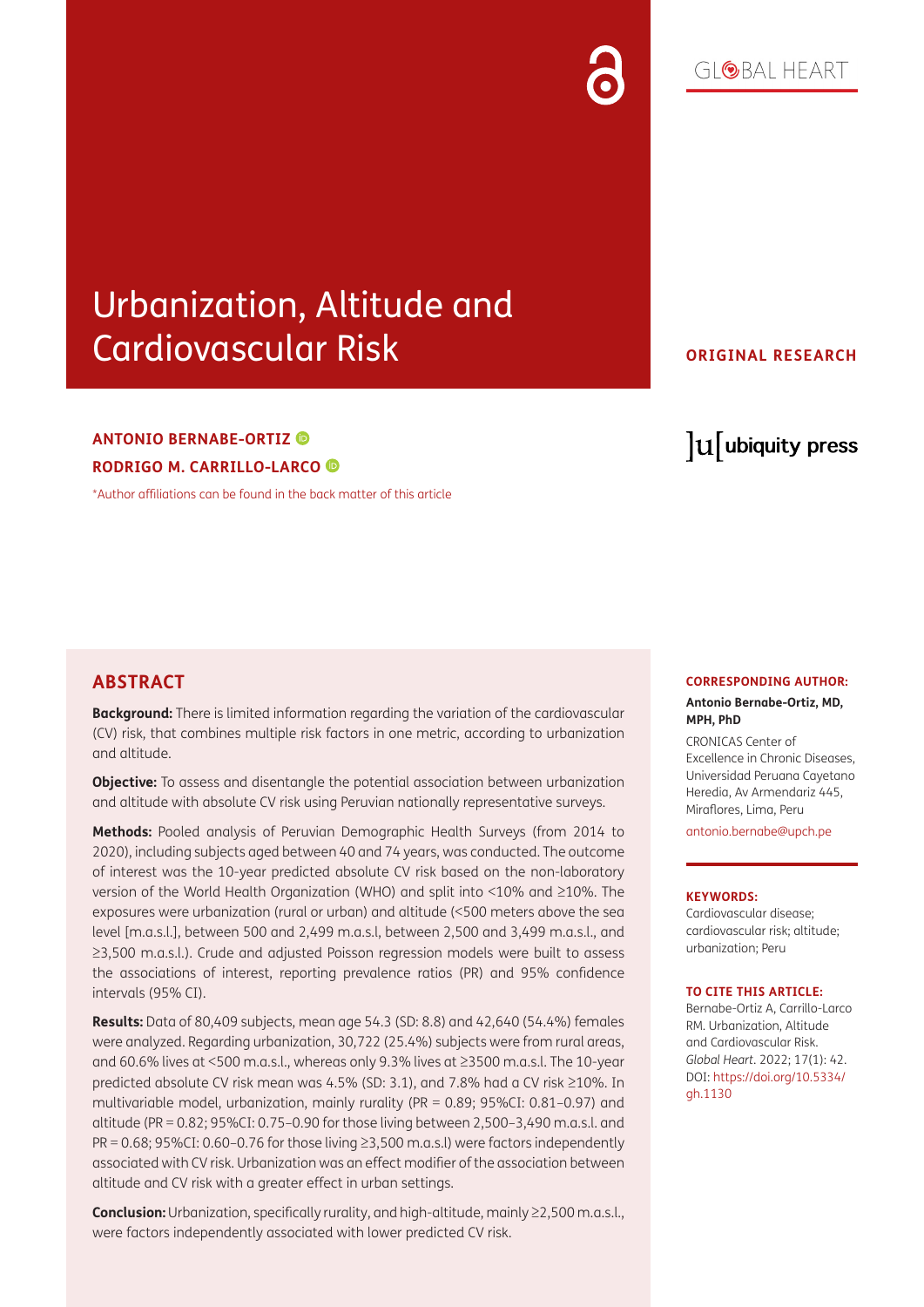GLOBAL HEART

# Urbanization, Altitude and Cardiovascular Risk

**ORIGINAL RESEARCH**

**ANTONIO BERNABE-ORTIZ**

**RODRIGO M. CARRILLO-LARCO**

*Author affiliations can be found in the back matter of this article

ubiquity press

## ABSTRACT

**Background:** There is limited information regarding the variation of the cardiovascular (CV) risk, that combines multiple risk factors in one metric, according to urbanization and altitude.

**Objective:** To assess and disentangle the potential association between urbanization and altitude with absolute CV risk using Peruvian nationally representative surveys.

**Methods:** Pooled analysis of Peruvian Demographic Health Surveys (from 2014 to 2020), including subjects aged between 40 and 74 years, was conducted. The outcome of interest was the 10-year predicted absolute CV risk based on the non-laboratory version of the World Health Organization (WHO) and split into <10% and ≥10%. The exposures were urbanization (rural or urban) and altitude (<500 meters above the sea level [m.a.s.l.], between 500 and 2,499 m.a.s.l, between 2,500 and 3,499 m.a.s.l., and ≥3,500 m.a.s.l.). Crude and adjusted Poisson regression models were built to assess the associations of interest, reporting prevalence ratios (PR) and 95% confidence intervals (95% CI).

**Results:** Data of 80,409 subjects, mean age 54.3 (SD: 8.8) and 42,640 (54.4%) females were analyzed. Regarding urbanization, 30,722 (25.4%) subjects were from rural areas, and 60.6% lives at <500 m.a.s.l., whereas only 9.3% lives at ≥3500 m.a.s.l. The 10-year predicted absolute CV risk mean was 4.5% (SD: 3.1), and 7.8% had a CV risk ≥10%. In multivariable model, urbanization, mainly rurality (PR = 0.89; 95%CI: 0.81–0.97) and altitude (PR = 0.82; 95%CI: 0.75–0.90 for those living between 2,500–3,490 m.a.s.l. and PR = 0.68; 95%CI: 0.60–0.76 for those living ≥3,500 m.a.s.l) were factors independently associated with CV risk. Urbanization was an effect modifier of the association between altitude and CV risk with a greater effect in urban settings.

**Conclusion:** Urbanization, specifically rurality, and high-altitude, mainly ≥2,500 m.a.s.l., were factors independently associated with lower predicted CV risk.

**CORRESPONDING AUTHOR:**

**Antonio Bernabe-Ortiz, MD, MPH, PhD**

CRONICAS Center of Excellence in Chronic Diseases, Universidad Peruana Cayetano Heredia, Av Armendariz 445, Miraflores, Lima, Peru

antonio.bernabe@upch.pe

**KEYWORDS:**

Cardiovascular disease; cardiovascular risk; altitude; urbanization; Peru

**TO CITE THIS ARTICLE:**

Bernabe-Ortiz A, Carrillo-Larco RM. Urbanization, Altitude and Cardiovascular Risk. *Global Heart*. 2022; 17(1): 42. DOI: https://doi.org/10.5334/gh.1130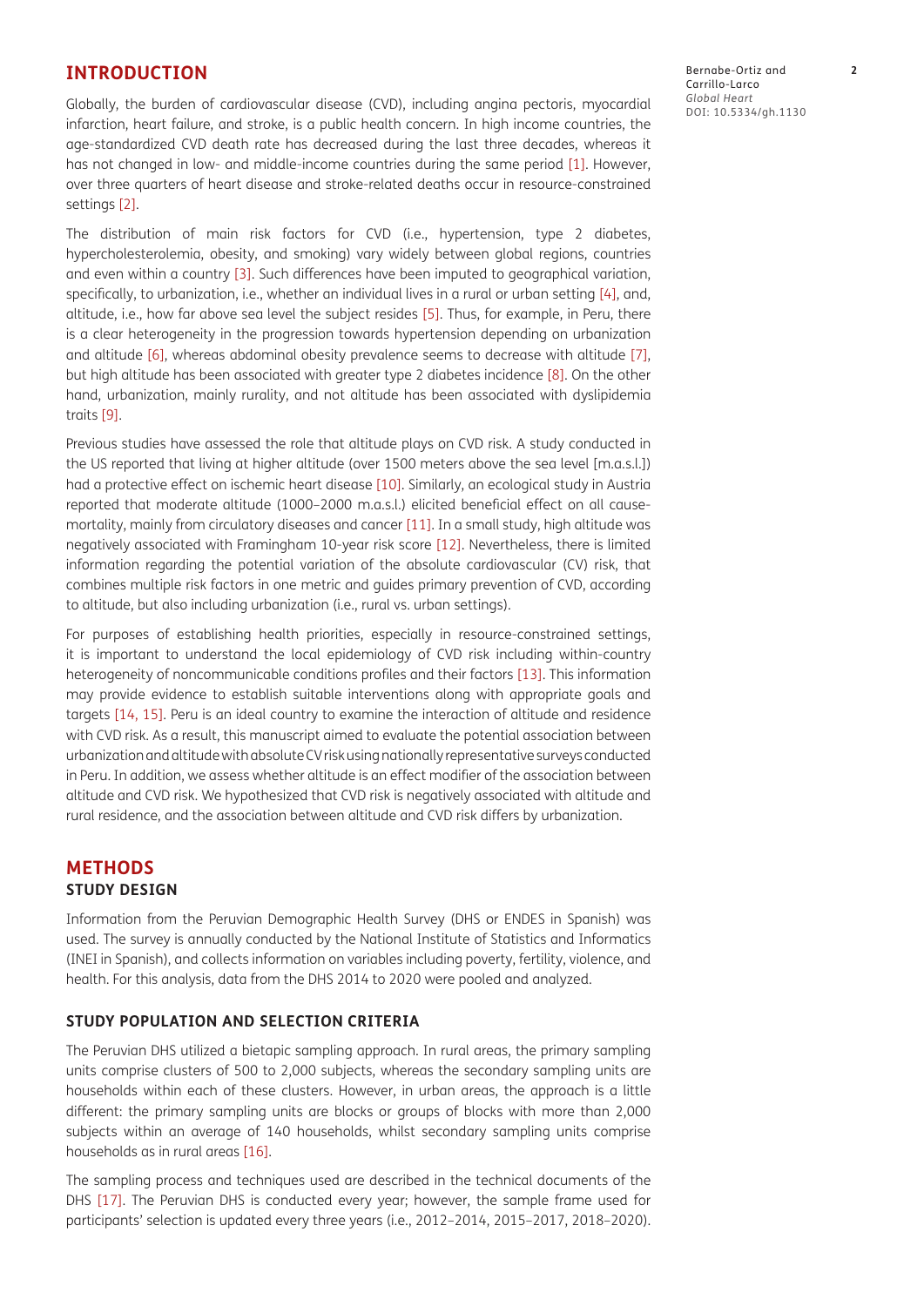## INTRODUCTION

Globally, the burden of cardiovascular disease (CVD), including angina pectoris, myocardial infarction, heart failure, and stroke, is a public health concern. In high income countries, the age-standardized CVD death rate has decreased during the last three decades, whereas it has not changed in low- and middle-income countries during the same period [1]. However, over three quarters of heart disease and stroke-related deaths occur in resource-constrained settings [2].

The distribution of main risk factors for CVD (i.e., hypertension, type 2 diabetes, hypercholesterolemia, obesity, and smoking) vary widely between global regions, countries and even within a country [3]. Such differences have been imputed to geographical variation, specifically, to urbanization, i.e., whether an individual lives in a rural or urban setting [4], and, altitude, i.e., how far above sea level the subject resides [5]. Thus, for example, in Peru, there is a clear heterogeneity in the progression towards hypertension depending on urbanization and altitude [6], whereas abdominal obesity prevalence seems to decrease with altitude [7], but high altitude has been associated with greater type 2 diabetes incidence [8]. On the other hand, urbanization, mainly rurality, and not altitude has been associated with dyslipidemia traits [9].

Previous studies have assessed the role that altitude plays on CVD risk. A study conducted in the US reported that living at higher altitude (over 1500 meters above the sea level [m.a.s.l.]) had a protective effect on ischemic heart disease [10]. Similarly, an ecological study in Austria reported that moderate altitude (1000–2000 m.a.s.l.) elicited beneficial effect on all cause-mortality, mainly from circulatory diseases and cancer [11]. In a small study, high altitude was negatively associated with Framingham 10-year risk score [12]. Nevertheless, there is limited information regarding the potential variation of the absolute cardiovascular (CV) risk, that combines multiple risk factors in one metric and guides primary prevention of CVD, according to altitude, but also including urbanization (i.e., rural vs. urban settings).

For purposes of establishing health priorities, especially in resource-constrained settings, it is important to understand the local epidemiology of CVD risk including within-country heterogeneity of noncommunicable conditions profiles and their factors [13]. This information may provide evidence to establish suitable interventions along with appropriate goals and targets [14, 15]. Peru is an ideal country to examine the interaction of altitude and residence with CVD risk. As a result, this manuscript aimed to evaluate the potential association between urbanization and altitude with absolute CV risk using nationally representative surveys conducted in Peru. In addition, we assess whether altitude is an effect modifier of the association between altitude and CVD risk. We hypothesized that CVD risk is negatively associated with altitude and rural residence, and the association between altitude and CVD risk differs by urbanization.

## METHODS

### STUDY DESIGN

Information from the Peruvian Demographic Health Survey (DHS or ENDES in Spanish) was used. The survey is annually conducted by the National Institute of Statistics and Informatics (INEI in Spanish), and collects information on variables including poverty, fertility, violence, and health. For this analysis, data from the DHS 2014 to 2020 were pooled and analyzed.

### STUDY POPULATION AND SELECTION CRITERIA

The Peruvian DHS utilized a bietapic sampling approach. In rural areas, the primary sampling units comprise clusters of 500 to 2,000 subjects, whereas the secondary sampling units are households within each of these clusters. However, in urban areas, the approach is a little different: the primary sampling units are blocks or groups of blocks with more than 2,000 subjects within an average of 140 households, whilst secondary sampling units comprise households as in rural areas [16].

The sampling process and techniques used are described in the technical documents of the DHS [17]. The Peruvian DHS is conducted every year; however, the sample frame used for participants' selection is updated every three years (i.e., 2012–2014, 2015–2017, 2018–2020).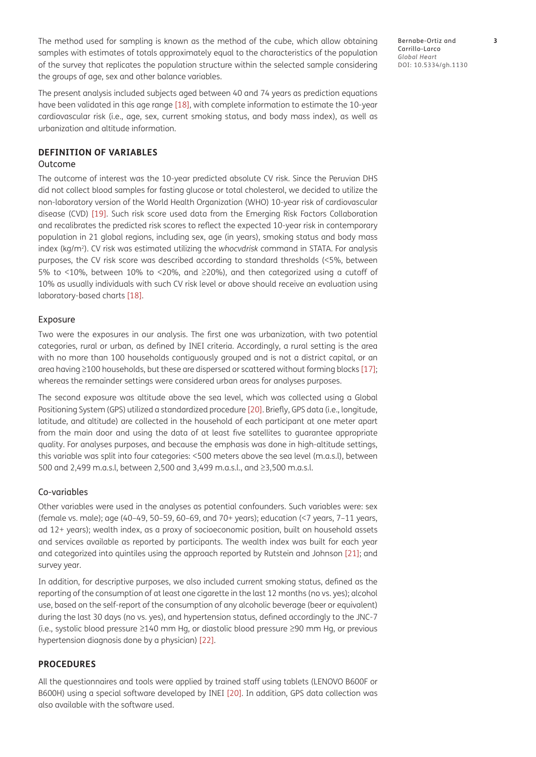The method used for sampling is known as the method of the cube, which allow obtaining samples with estimates of totals approximately equal to the characteristics of the population of the survey that replicates the population structure within the selected sample considering the groups of age, sex and other balance variables.

The present analysis included subjects aged between 40 and 74 years as prediction equations have been validated in this age range [18], with complete information to estimate the 10-year cardiovascular risk (i.e., age, sex, current smoking status, and body mass index), as well as urbanization and altitude information.

## DEFINITION OF VARIABLES

### Outcome

The outcome of interest was the 10-year predicted absolute CV risk. Since the Peruvian DHS did not collect blood samples for fasting glucose or total cholesterol, we decided to utilize the non-laboratory version of the World Health Organization (WHO) 10-year risk of cardiovascular disease (CVD) [19]. Such risk score used data from the Emerging Risk Factors Collaboration and recalibrates the predicted risk scores to reflect the expected 10-year risk in contemporary population in 21 global regions, including sex, age (in years), smoking status and body mass index (kg/m$^2$). CV risk was estimated utilizing the *whocvdrisk* command in STATA. For analysis purposes, the CV risk score was described according to standard thresholds (<5%, between 5% to <10%, between 10% to <20%, and ≥20%), and then categorized using a cutoff of 10% as usually individuals with such CV risk level or above should receive an evaluation using laboratory-based charts [18].

### Exposure

Two were the exposures in our analysis. The first one was urbanization, with two potential categories, rural or urban, as defined by INEI criteria. Accordingly, a rural setting is the area with no more than 100 households contiguously grouped and is not a district capital, or an area having ≥100 households, but these are dispersed or scattered without forming blocks [17]; whereas the remainder settings were considered urban areas for analyses purposes.

The second exposure was altitude above the sea level, which was collected using a Global Positioning System (GPS) utilized a standardized procedure [20]. Briefly, GPS data (i.e., longitude, latitude, and altitude) are collected in the household of each participant at one meter apart from the main door and using the data of at least five satellites to guarantee appropriate quality. For analyses purposes, and because the emphasis was done in high-altitude settings, this variable was split into four categories: <500 meters above the sea level (m.a.s.l), between 500 and 2,499 m.a.s.l, between 2,500 and 3,499 m.a.s.l., and ≥3,500 m.a.s.l.

### Co-variables

Other variables were used in the analyses as potential confounders. Such variables were: sex (female vs. male); age (40–49, 50–59, 60–69, and 70+ years); education (<7 years, 7–11 years, ad 12+ years); wealth index, as a proxy of socioeconomic position, built on household assets and services available as reported by participants. The wealth index was built for each year and categorized into quintiles using the approach reported by Rutstein and Johnson [21]; and survey year.

In addition, for descriptive purposes, we also included current smoking status, defined as the reporting of the consumption of at least one cigarette in the last 12 months (no vs. yes); alcohol use, based on the self-report of the consumption of any alcoholic beverage (beer or equivalent) during the last 30 days (no vs. yes), and hypertension status, defined accordingly to the JNC-7 (i.e., systolic blood pressure ≥140 mm Hg, or diastolic blood pressure ≥90 mm Hg, or previous hypertension diagnosis done by a physician) [22].

## PROCEDURES

All the questionnaires and tools were applied by trained staff using tablets (LENOVO B600F or B600H) using a special software developed by INEI [20]. In addition, GPS data collection was also available with the software used.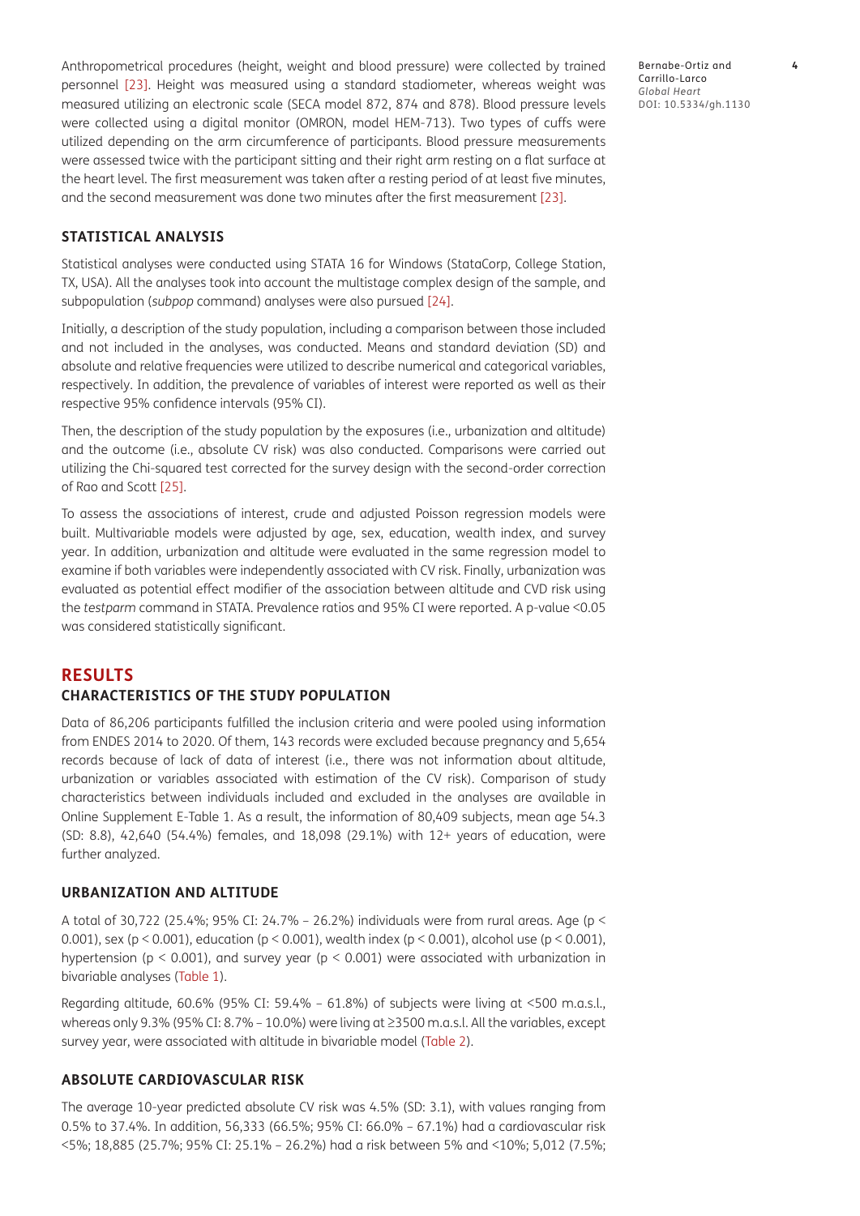Anthropometrical procedures (height, weight and blood pressure) were collected by trained personnel [23]. Height was measured using a standard stadiometer, whereas weight was measured utilizing an electronic scale (SECA model 872, 874 and 878). Blood pressure levels were collected using a digital monitor (OMRON, model HEM-713). Two types of cuffs were utilized depending on the arm circumference of participants. Blood pressure measurements were assessed twice with the participant sitting and their right arm resting on a flat surface at the heart level. The first measurement was taken after a resting period of at least five minutes, and the second measurement was done two minutes after the first measurement [23].

### STATISTICAL ANALYSIS

Statistical analyses were conducted using STATA 16 for Windows (StataCorp, College Station, TX, USA). All the analyses took into account the multistage complex design of the sample, and subpopulation (*subpop* command) analyses were also pursued [24].

Initially, a description of the study population, including a comparison between those included and not included in the analyses, was conducted. Means and standard deviation (SD) and absolute and relative frequencies were utilized to describe numerical and categorical variables, respectively. In addition, the prevalence of variables of interest were reported as well as their respective 95% confidence intervals (95% CI).

Then, the description of the study population by the exposures (i.e., urbanization and altitude) and the outcome (i.e., absolute CV risk) was also conducted. Comparisons were carried out utilizing the Chi-squared test corrected for the survey design with the second-order correction of Rao and Scott [25].

To assess the associations of interest, crude and adjusted Poisson regression models were built. Multivariable models were adjusted by age, sex, education, wealth index, and survey year. In addition, urbanization and altitude were evaluated in the same regression model to examine if both variables were independently associated with CV risk. Finally, urbanization was evaluated as potential effect modifier of the association between altitude and CVD risk using the *testparm* command in STATA. Prevalence ratios and 95% CI were reported. A p-value <0.05 was considered statistically significant.

## RESULTS

### CHARACTERISTICS OF THE STUDY POPULATION

Data of 86,206 participants fulfilled the inclusion criteria and were pooled using information from ENDES 2014 to 2020. Of them, 143 records were excluded because pregnancy and 5,654 records because of lack of data of interest (i.e., there was not information about altitude, urbanization or variables associated with estimation of the CV risk). Comparison of study characteristics between individuals included and excluded in the analyses are available in Online Supplement E-Table 1. As a result, the information of 80,409 subjects, mean age 54.3 (SD: 8.8), 42,640 (54.4%) females, and 18,098 (29.1%) with 12+ years of education, were further analyzed.

### URBANIZATION AND ALTITUDE

A total of 30,722 (25.4%; 95% CI: 24.7% – 26.2%) individuals were from rural areas. Age ($p < 0.001$), sex ($p < 0.001$), education ($p < 0.001$), wealth index ($p < 0.001$), alcohol use ($p < 0.001$), hypertension ($p < 0.001$), and survey year ($p < 0.001$) were associated with urbanization in bivariable analyses (Table 1).

Regarding altitude, 60.6% (95% CI: 59.4% – 61.8%) of subjects were living at <500 m.a.s.l., whereas only 9.3% (95% CI: 8.7% – 10.0%) were living at ≥3500 m.a.s.l. All the variables, except survey year, were associated with altitude in bivariable model (Table 2).

### ABSOLUTE CARDIOVASCULAR RISK

The average 10-year predicted absolute CV risk was 4.5% (SD: 3.1), with values ranging from 0.5% to 37.4%. In addition, 56,333 (66.5%; 95% CI: 66.0% – 67.1%) had a cardiovascular risk <5%; 18,885 (25.7%; 95% CI: 25.1% – 26.2%) had a risk between 5% and <10%; 5,012 (7.5%;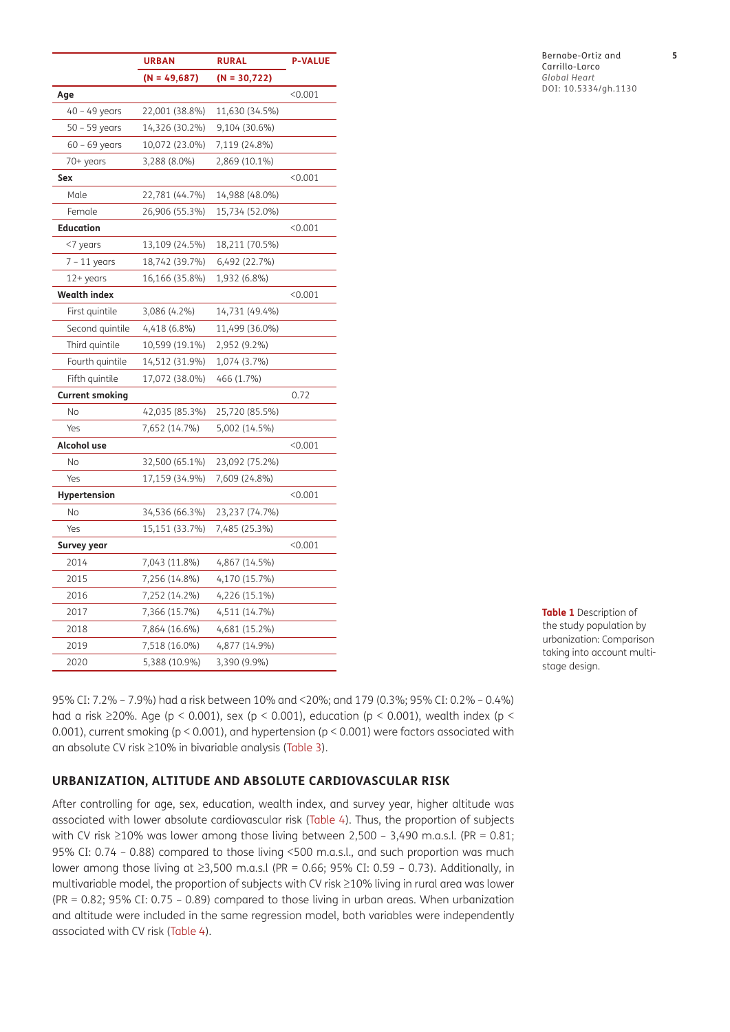| | URBAN | RURAL | P-VALUE |
|---|---|---|---|
| | (N = 49,687) | (N = 30,722) | |
| **Age** | | | <0.001 |
| 40 – 49 years | 22,001 (38.8%) | 11,630 (34.5%) | |
| 50 – 59 years | 14,326 (30.2%) | 9,104 (30.6%) | |
| 60 – 69 years | 10,072 (23.0%) | 7,119 (24.8%) | |
| 70+ years | 3,288 (8.0%) | 2,869 (10.1%) | |
| **Sex** | | | <0.001 |
| Male | 22,781 (44.7%) | 14,988 (48.0%) | |
| Female | 26,906 (55.3%) | 15,734 (52.0%) | |
| **Education** | | | <0.001 |
| <7 years | 13,109 (24.5%) | 18,211 (70.5%) | |
| 7 – 11 years | 18,742 (39.7%) | 6,492 (22.7%) | |
| 12+ years | 16,166 (35.8%) | 1,932 (6.8%) | |
| **Wealth index** | | | <0.001 |
| First quintile | 3,086 (4.2%) | 14,731 (49.4%) | |
| Second quintile | 4,418 (6.8%) | 11,499 (36.0%) | |
| Third quintile | 10,599 (19.1%) | 2,952 (9.2%) | |
| Fourth quintile | 14,512 (31.9%) | 1,074 (3.7%) | |
| Fifth quintile | 17,072 (38.0%) | 466 (1.7%) | |
| **Current smoking** | | | 0.72 |
| No | 42,035 (85.3%) | 25,720 (85.5%) | |
| Yes | 7,652 (14.7%) | 5,002 (14.5%) | |
| **Alcohol use** | | | <0.001 |
| No | 32,500 (65.1%) | 23,092 (75.2%) | |
| Yes | 17,159 (34.9%) | 7,609 (24.8%) | |
| **Hypertension** | | | <0.001 |
| No | 34,536 (66.3%) | 23,237 (74.7%) | |
| Yes | 15,151 (33.7%) | 7,485 (25.3%) | |
| **Survey year** | | | <0.001 |
| 2014 | 7,043 (11.8%) | 4,867 (14.5%) | |
| 2015 | 7,256 (14.8%) | 4,170 (15.7%) | |
| 2016 | 7,252 (14.2%) | 4,226 (15.1%) | |
| 2017 | 7,366 (15.7%) | 4,511 (14.7%) | |
| 2018 | 7,864 (16.6%) | 4,681 (15.2%) | |
| 2019 | 7,518 (16.0%) | 4,877 (14.9%) | |
| 2020 | 5,388 (10.9%) | 3,390 (9.9%) | |

**Table 1** Description of the study population by urbanization: Comparison taking into account multi-stage design.

95% CI: 7.2% – 7.9%) had a risk between 10% and <20%; and 179 (0.3%; 95% CI: 0.2% – 0.4%) had a risk ≥20%. Age ($p < 0.001$), sex ($p < 0.001$), education ($p < 0.001$), wealth index ($p < 0.001$), current smoking ($p < 0.001$), and hypertension ($p < 0.001$) were factors associated with an absolute CV risk ≥10% in bivariable analysis (Table 3).

## URBANIZATION, ALTITUDE AND ABSOLUTE CARDIOVASCULAR RISK

After controlling for age, sex, education, wealth index, and survey year, higher altitude was associated with lower absolute cardiovascular risk (Table 4). Thus, the proportion of subjects with CV risk ≥10% was lower among those living between 2,500 – 3,490 m.a.s.l. (PR = 0.81; 95% CI: 0.74 – 0.88) compared to those living <500 m.a.s.l., and such proportion was much lower among those living at ≥3,500 m.a.s.l (PR = 0.66; 95% CI: 0.59 – 0.73). Additionally, in multivariable model, the proportion of subjects with CV risk ≥10% living in rural area was lower (PR = 0.82; 95% CI: 0.75 – 0.89) compared to those living in urban areas. When urbanization and altitude were included in the same regression model, both variables were independently associated with CV risk (Table 4).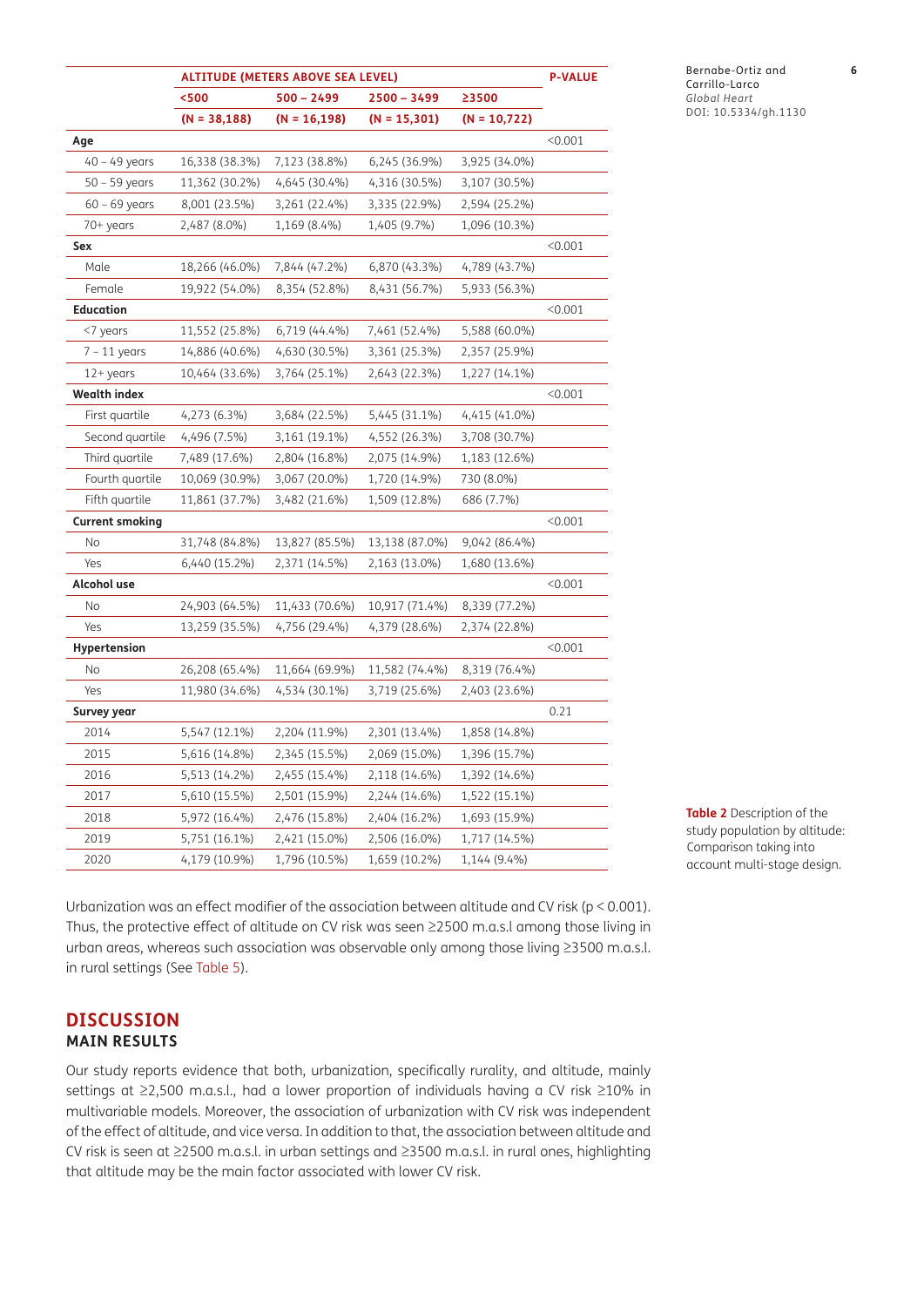Table 2 Description of the study population by altitude: Comparison taking into account multi-stage design.

| | ALTITUDE (METERS ABOVE SEA LEVEL) | | | | P-VALUE |
|---|---|---|---|---|---|
| | <500 | 500 – 2499 | 2500 – 3499 | ≥3500 | |
| | (N = 38,188) | (N = 16,198) | (N = 15,301) | (N = 10,722) | |
| **Age** | | | | | <0.001 |
| 40 – 49 years | 16,338 (38.3%) | 7,123 (38.8%) | 6,245 (36.9%) | 3,925 (34.0%) | |
| 50 – 59 years | 11,362 (30.2%) | 4,645 (30.4%) | 4,316 (30.5%) | 3,107 (30.5%) | |
| 60 – 69 years | 8,001 (23.5%) | 3,261 (22.4%) | 3,335 (22.9%) | 2,594 (25.2%) | |
| 70+ years | 2,487 (8.0%) | 1,169 (8.4%) | 1,405 (9.7%) | 1,096 (10.3%) | |
| **Sex** | | | | | <0.001 |
| Male | 18,266 (46.0%) | 7,844 (47.2%) | 6,870 (43.3%) | 4,789 (43.7%) | |
| Female | 19,922 (54.0%) | 8,354 (52.8%) | 8,431 (56.7%) | 5,933 (56.3%) | |
| **Education** | | | | | <0.001 |
| <7 years | 11,552 (25.8%) | 6,719 (44.4%) | 7,461 (52.4%) | 5,588 (60.0%) | |
| 7 – 11 years | 14,886 (40.6%) | 4,630 (30.5%) | 3,361 (25.3%) | 2,357 (25.9%) | |
| 12+ years | 10,464 (33.6%) | 3,764 (25.1%) | 2,643 (22.3%) | 1,227 (14.1%) | |
| **Wealth index** | | | | | <0.001 |
| First quartile | 4,273 (6.3%) | 3,684 (22.5%) | 5,445 (31.1%) | 4,415 (41.0%) | |
| Second quartile | 4,496 (7.5%) | 3,161 (19.1%) | 4,552 (26.3%) | 3,708 (30.7%) | |
| Third quartile | 7,489 (17.6%) | 2,804 (16.8%) | 2,075 (14.9%) | 1,183 (12.6%) | |
| Fourth quartile | 10,069 (30.9%) | 3,067 (20.0%) | 1,720 (14.9%) | 730 (8.0%) | |
| Fifth quartile | 11,861 (37.7%) | 3,482 (21.6%) | 1,509 (12.8%) | 686 (7.7%) | |
| **Current smoking** | | | | | <0.001 |
| No | 31,748 (84.8%) | 13,827 (85.5%) | 13,138 (87.0%) | 9,042 (86.4%) | |
| Yes | 6,440 (15.2%) | 2,371 (14.5%) | 2,163 (13.0%) | 1,680 (13.6%) | |
| **Alcohol use** | | | | | <0.001 |
| No | 24,903 (64.5%) | 11,433 (70.6%) | 10,917 (71.4%) | 8,339 (77.2%) | |
| Yes | 13,259 (35.5%) | 4,756 (29.4%) | 4,379 (28.6%) | 2,374 (22.8%) | |
| **Hypertension** | | | | | <0.001 |
| No | 26,208 (65.4%) | 11,664 (69.9%) | 11,582 (74.4%) | 8,319 (76.4%) | |
| Yes | 11,980 (34.6%) | 4,534 (30.1%) | 3,719 (25.6%) | 2,403 (23.6%) | |
| **Survey year** | | | | | 0.21 |
| 2014 | 5,547 (12.1%) | 2,204 (11.9%) | 2,301 (13.4%) | 1,858 (14.8%) | |
| 2015 | 5,616 (14.8%) | 2,345 (15.5%) | 2,069 (15.0%) | 1,396 (15.7%) | |
| 2016 | 5,513 (14.2%) | 2,455 (15.4%) | 2,118 (14.6%) | 1,392 (14.6%) | |
| 2017 | 5,610 (15.5%) | 2,501 (15.9%) | 2,244 (14.6%) | 1,522 (15.1%) | |
| 2018 | 5,972 (16.4%) | 2,476 (15.8%) | 2,404 (16.2%) | 1,693 (15.9%) | |
| 2019 | 5,751 (16.1%) | 2,421 (15.0%) | 2,506 (16.0%) | 1,717 (14.5%) | |
| 2020 | 4,179 (10.9%) | 1,796 (10.5%) | 1,659 (10.2%) | 1,144 (9.4%) | |

Urbanization was an effect modifier of the association between altitude and CV risk ($p < 0.001$). Thus, the protective effect of altitude on CV risk was seen ≥2500 m.a.s.l among those living in urban areas, whereas such association was observable only among those living ≥3500 m.a.s.l. in rural settings (See Table 5).

## DISCUSSION

### MAIN RESULTS

Our study reports evidence that both, urbanization, specifically rurality, and altitude, mainly settings at ≥2,500 m.a.s.l., had a lower proportion of individuals having a CV risk ≥10% in multivariable models. Moreover, the association of urbanization with CV risk was independent of the effect of altitude, and vice versa. In addition to that, the association between altitude and CV risk is seen at ≥2500 m.a.s.l. in urban settings and ≥3500 m.a.s.l. in rural ones, highlighting that altitude may be the main factor associated with lower CV risk.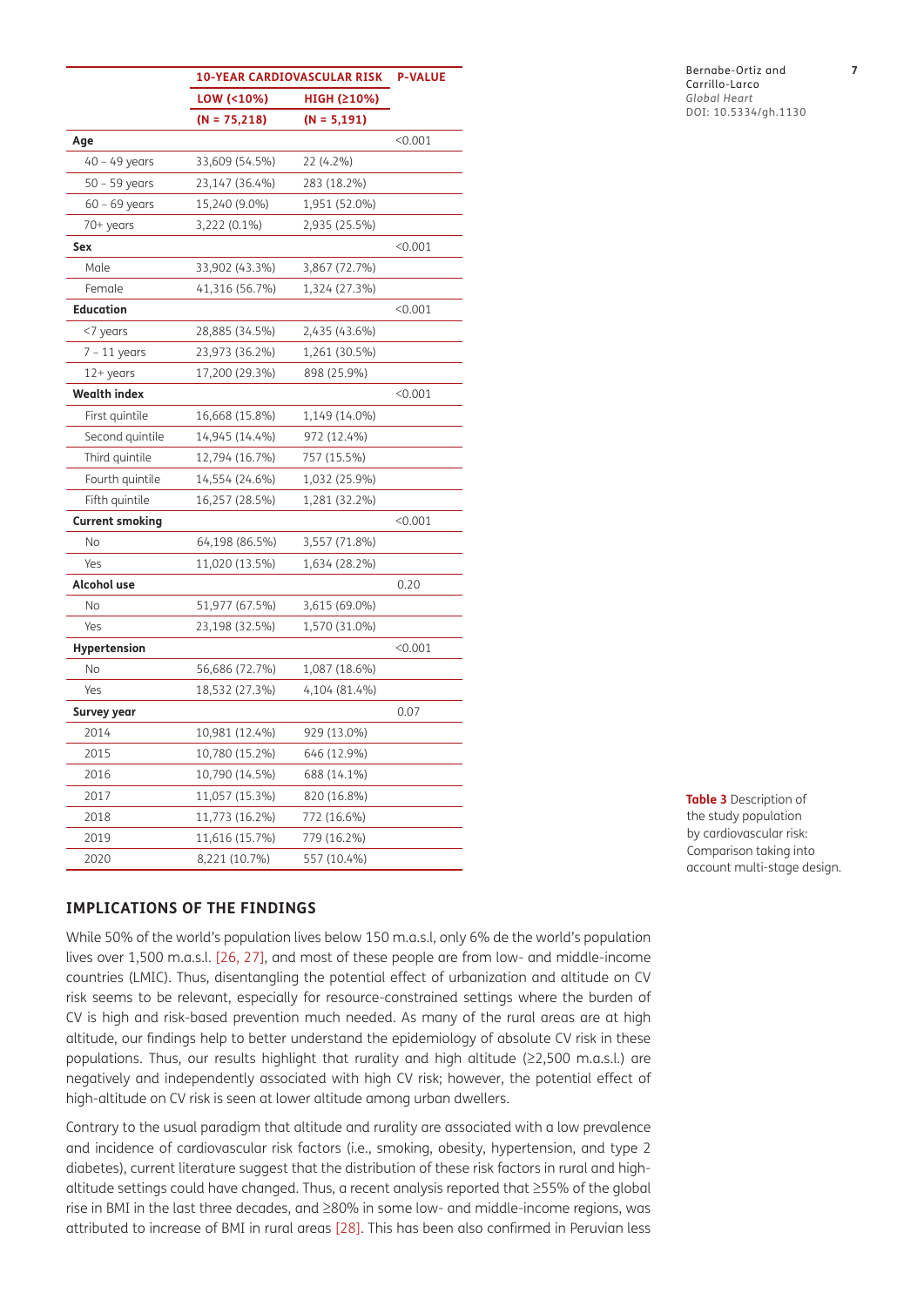| | 10-YEAR CARDIOVASCULAR RISK | | P-VALUE |
|---|---|---|---|
| | LOW (<10%) | HIGH (≥10%) | |
| | (N = 75,218) | (N = 5,191) | |
| **Age** | | | <0.001 |
| 40 – 49 years | 33,609 (54.5%) | 22 (4.2%) | |
| 50 – 59 years | 23,147 (36.4%) | 283 (18.2%) | |
| 60 – 69 years | 15,240 (9.0%) | 1,951 (52.0%) | |
| 70+ years | 3,222 (0.1%) | 2,935 (25.5%) | |
| **Sex** | | | <0.001 |
| Male | 33,902 (43.3%) | 3,867 (72.7%) | |
| Female | 41,316 (56.7%) | 1,324 (27.3%) | |
| **Education** | | | <0.001 |
| <7 years | 28,885 (34.5%) | 2,435 (43.6%) | |
| 7 – 11 years | 23,973 (36.2%) | 1,261 (30.5%) | |
| 12+ years | 17,200 (29.3%) | 898 (25.9%) | |
| **Wealth index** | | | <0.001 |
| First quintile | 16,668 (15.8%) | 1,149 (14.0%) | |
| Second quintile | 14,945 (14.4%) | 972 (12.4%) | |
| Third quintile | 12,794 (16.7%) | 757 (15.5%) | |
| Fourth quintile | 14,554 (24.6%) | 1,032 (25.9%) | |
| Fifth quintile | 16,257 (28.5%) | 1,281 (32.2%) | |
| **Current smoking** | | | <0.001 |
| No | 64,198 (86.5%) | 3,557 (71.8%) | |
| Yes | 11,020 (13.5%) | 1,634 (28.2%) | |
| **Alcohol use** | | | 0.20 |
| No | 51,977 (67.5%) | 3,615 (69.0%) | |
| Yes | 23,198 (32.5%) | 1,570 (31.0%) | |
| **Hypertension** | | | <0.001 |
| No | 56,686 (72.7%) | 1,087 (18.6%) | |
| Yes | 18,532 (27.3%) | 4,104 (81.4%) | |
| **Survey year** | | | 0.07 |
| 2014 | 10,981 (12.4%) | 929 (13.0%) | |
| 2015 | 10,780 (15.2%) | 646 (12.9%) | |
| 2016 | 10,790 (14.5%) | 688 (14.1%) | |
| 2017 | 11,057 (15.3%) | 820 (16.8%) | |
| 2018 | 11,773 (16.2%) | 772 (16.6%) | |
| 2019 | 11,616 (15.7%) | 779 (16.2%) | |
| 2020 | 8,221 (10.7%) | 557 (10.4%) | |

**Table 3** Description of the study population by cardiovascular risk: Comparison taking into account multi-stage design.

## IMPLICATIONS OF THE FINDINGS

While 50% of the world's population lives below 150 m.a.s.l, only 6% de the world's population lives over 1,500 m.a.s.l. [26, 27], and most of these people are from low- and middle-income countries (LMIC). Thus, disentangling the potential effect of urbanization and altitude on CV risk seems to be relevant, especially for resource-constrained settings where the burden of CV is high and risk-based prevention much needed. As many of the rural areas are at high altitude, our findings help to better understand the epidemiology of absolute CV risk in these populations. Thus, our results highlight that rurality and high altitude (≥2,500 m.a.s.l.) are negatively and independently associated with high CV risk; however, the potential effect of high-altitude on CV risk is seen at lower altitude among urban dwellers.

Contrary to the usual paradigm that altitude and rurality are associated with a low prevalence and incidence of cardiovascular risk factors (i.e., smoking, obesity, hypertension, and type 2 diabetes), current literature suggest that the distribution of these risk factors in rural and high-altitude settings could have changed. Thus, a recent analysis reported that ≥55% of the global rise in BMI in the last three decades, and ≥80% in some low- and middle-income regions, was attributed to increase of BMI in rural areas [28]. This has been also confirmed in Peruvian less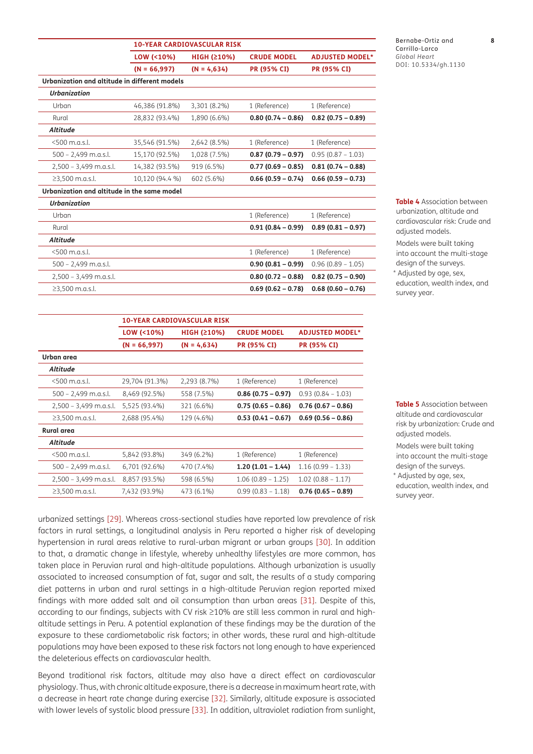Table 4 Association between urbanization, altitude and cardiovascular risk: Crude and adjusted models.

| | 10-YEAR CARDIOVASCULAR RISK | | | |
|---|---|---|---|---|
| | LOW (<10%) | HIGH (≥10%) | CRUDE MODEL | ADJUSTED MODEL* |
| | (N = 66,997) | (N = 4,634) | PR (95% CI) | PR (95% CI) |
| **Urbanization and altitude in different models** | | | | |
| ***Urbanization*** | | | | |
| Urban | 46,386 (91.8%) | 3,301 (8.2%) | 1 (Reference) | 1 (Reference) |
| Rural | 28,832 (93.4%) | 1,890 (6.6%) | **0.80 (0.74 – 0.86)** | **0.82 (0.75 – 0.89)** |
| ***Altitude*** | | | | |
| <500 m.a.s.l. | 35,546 (91.5%) | 2,642 (8.5%) | 1 (Reference) | 1 (Reference) |
| 500 – 2,499 m.a.s.l. | 15,170 (92.5%) | 1,028 (7.5%) | **0.87 (0.79 – 0.97)** | 0.95 (0.87 – 1.03) |
| 2,500 – 3,499 m.a.s.l. | 14,382 (93.5%) | 919 (6.5%) | **0.77 (0.69 – 0.85)** | **0.81 (0.74 – 0.88)** |
| ≥3,500 m.a.s.l. | 10,120 (94.4 %) | 602 (5.6%) | **0.66 (0.59 – 0.74)** | **0.66 (0.59 – 0.73)** |
| **Urbanization and altitude in the same model** | | | | |
| ***Urbanization*** | | | | |
| Urban | | | 1 (Reference) | 1 (Reference) |
| Rural | | | **0.91 (0.84 – 0.99)** | **0.89 (0.81 – 0.97)** |
| ***Altitude*** | | | | |
| <500 m.a.s.l. | | | 1 (Reference) | 1 (Reference) |
| 500 – 2,499 m.a.s.l. | | | **0.90 (0.81 – 0.99)** | 0.96 (0.89 – 1.05) |
| 2,500 – 3,499 m.a.s.l. | | | **0.80 (0.72 – 0.88)** | **0.82 (0.75 – 0.90)** |
| ≥3,500 m.a.s.l. | | | **0.69 (0.62 – 0.78)** | **0.68 (0.60 – 0.76)** |

Models were built taking into account the multi-stage design of the surveys.
* Adjusted by age, sex, education, wealth index, and survey year.

Table 5 Association between altitude and cardiovascular risk by urbanization: Crude and adjusted models.

| | 10-YEAR CARDIOVASCULAR RISK | | | |
|---|---|---|---|---|
| | LOW (<10%) | HIGH (≥10%) | CRUDE MODEL | ADJUSTED MODEL* |
| | (N = 66,997) | (N = 4,634) | PR (95% CI) | PR (95% CI) |
| **Urban area** | | | | |
| ***Altitude*** | | | | |
| <500 m.a.s.l. | 29,704 (91.3%) | 2,293 (8.7%) | 1 (Reference) | 1 (Reference) |
| 500 – 2,499 m.a.s.l. | 8,469 (92.5%) | 558 (7.5%) | **0.86 (0.75 – 0.97)** | 0.93 (0.84 – 1.03) |
| 2,500 – 3,499 m.a.s.l. | 5,525 (93.4%) | 321 (6.6%) | **0.75 (0.65 – 0.86)** | **0.76 (0.67 – 0.86)** |
| ≥3,500 m.a.s.l. | 2,688 (95.4%) | 129 (4.6%) | **0.53 (0.41 – 0.67)** | **0.69 (0.56 – 0.86)** |
| **Rural area** | | | | |
| ***Altitude*** | | | | |
| <500 m.a.s.l. | 5,842 (93.8%) | 349 (6.2%) | 1 (Reference) | 1 (Reference) |
| 500 – 2,499 m.a.s.l. | 6,701 (92.6%) | 470 (7.4%) | **1.20 (1.01 – 1.44)** | 1.16 (0.99 – 1.33) |
| 2,500 – 3,499 m.a.s.l. | 8,857 (93.5%) | 598 (6.5%) | 1.06 (0.89 – 1.25) | 1.02 (0.88 – 1.17) |
| ≥3,500 m.a.s.l. | 7,432 (93.9%) | 473 (6.1%) | 0.99 (0.83 – 1.18) | **0.76 (0.65 – 0.89)** |

Models were built taking into account the multi-stage design of the surveys.
* Adjusted by age, sex, education, wealth index, and survey year.

urbanized settings [29]. Whereas cross-sectional studies have reported low prevalence of risk factors in rural settings, a longitudinal analysis in Peru reported a higher risk of developing hypertension in rural areas relative to rural-urban migrant or urban groups [30]. In addition to that, a dramatic change in lifestyle, whereby unhealthy lifestyles are more common, has taken place in Peruvian rural and high-altitude populations. Although urbanization is usually associated to increased consumption of fat, sugar and salt, the results of a study comparing diet patterns in urban and rural settings in a high-altitude Peruvian region reported mixed findings with more added salt and oil consumption than urban areas [31]. Despite of this, according to our findings, subjects with CV risk ≥10% are still less common in rural and high-altitude settings in Peru. A potential explanation of these findings may be the duration of the exposure to these cardiometabolic risk factors; in other words, these rural and high-altitude populations may have been exposed to these risk factors not long enough to have experienced the deleterious effects on cardiovascular health.

Beyond traditional risk factors, altitude may also have a direct effect on cardiovascular physiology. Thus, with chronic altitude exposure, there is a decrease in maximum heart rate, with a decrease in heart rate change during exercise [32]. Similarly, altitude exposure is associated with lower levels of systolic blood pressure [33]. In addition, ultraviolet radiation from sunlight,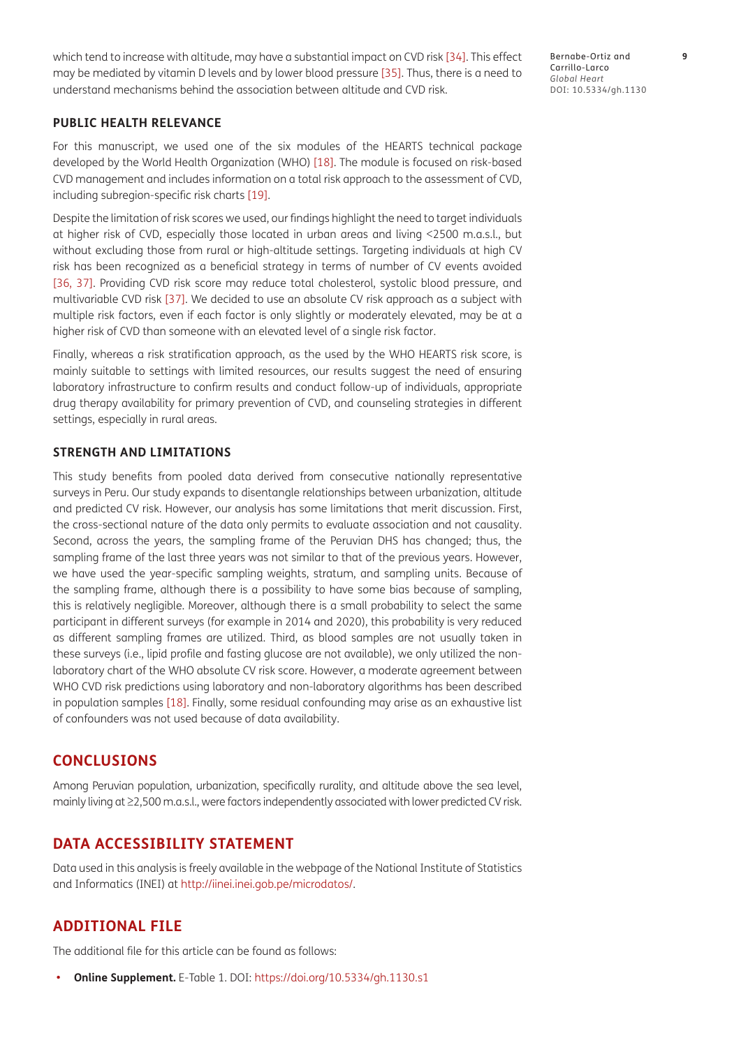which tend to increase with altitude, may have a substantial impact on CVD risk [34]. This effect may be mediated by vitamin D levels and by lower blood pressure [35]. Thus, there is a need to understand mechanisms behind the association between altitude and CVD risk.

### PUBLIC HEALTH RELEVANCE

For this manuscript, we used one of the six modules of the HEARTS technical package developed by the World Health Organization (WHO) [18]. The module is focused on risk-based CVD management and includes information on a total risk approach to the assessment of CVD, including subregion-specific risk charts [19].

Despite the limitation of risk scores we used, our findings highlight the need to target individuals at higher risk of CVD, especially those located in urban areas and living <2500 m.a.s.l., but without excluding those from rural or high-altitude settings. Targeting individuals at high CV risk has been recognized as a beneficial strategy in terms of number of CV events avoided [36, 37]. Providing CVD risk score may reduce total cholesterol, systolic blood pressure, and multivariable CVD risk [37]. We decided to use an absolute CV risk approach as a subject with multiple risk factors, even if each factor is only slightly or moderately elevated, may be at a higher risk of CVD than someone with an elevated level of a single risk factor.

Finally, whereas a risk stratification approach, as the used by the WHO HEARTS risk score, is mainly suitable to settings with limited resources, our results suggest the need of ensuring laboratory infrastructure to confirm results and conduct follow-up of individuals, appropriate drug therapy availability for primary prevention of CVD, and counseling strategies in different settings, especially in rural areas.

### STRENGTH AND LIMITATIONS

This study benefits from pooled data derived from consecutive nationally representative surveys in Peru. Our study expands to disentangle relationships between urbanization, altitude and predicted CV risk. However, our analysis has some limitations that merit discussion. First, the cross-sectional nature of the data only permits to evaluate association and not causality. Second, across the years, the sampling frame of the Peruvian DHS has changed; thus, the sampling frame of the last three years was not similar to that of the previous years. However, we have used the year-specific sampling weights, stratum, and sampling units. Because of the sampling frame, although there is a possibility to have some bias because of sampling, this is relatively negligible. Moreover, although there is a small probability to select the same participant in different surveys (for example in 2014 and 2020), this probability is very reduced as different sampling frames are utilized. Third, as blood samples are not usually taken in these surveys (i.e., lipid profile and fasting glucose are not available), we only utilized the non-laboratory chart of the WHO absolute CV risk score. However, a moderate agreement between WHO CVD risk predictions using laboratory and non-laboratory algorithms has been described in population samples [18]. Finally, some residual confounding may arise as an exhaustive list of confounders was not used because of data availability.

## CONCLUSIONS

Among Peruvian population, urbanization, specifically rurality, and altitude above the sea level, mainly living at ≥2,500 m.a.s.l., were factors independently associated with lower predicted CV risk.

## DATA ACCESSIBILITY STATEMENT

Data used in this analysis is freely available in the webpage of the National Institute of Statistics and Informatics (INEI) at http://iinei.inei.gob.pe/microdatos/.

## ADDITIONAL FILE

The additional file for this article can be found as follows:

- **Online Supplement.** E-Table 1. DOI: https://doi.org/10.5334/gh.1130.s1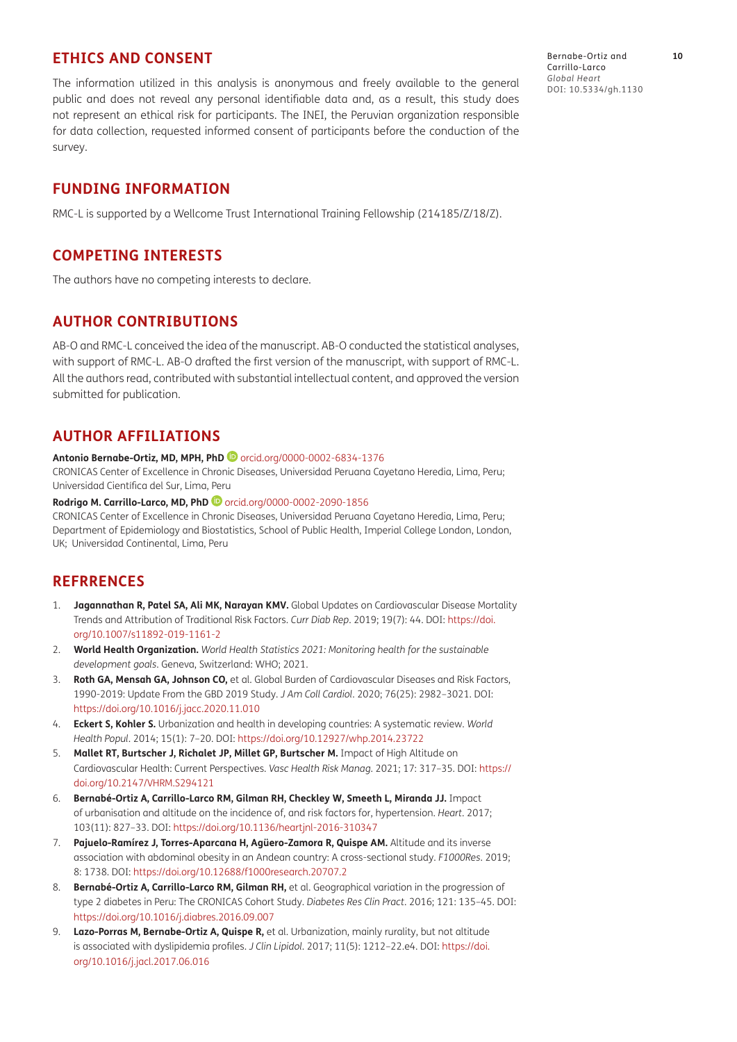## ETHICS AND CONSENT

The information utilized in this analysis is anonymous and freely available to the general public and does not reveal any personal identifiable data and, as a result, this study does not represent an ethical risk for participants. The INEI, the Peruvian organization responsible for data collection, requested informed consent of participants before the conduction of the survey.

## FUNDING INFORMATION

RMC-L is supported by a Wellcome Trust International Training Fellowship (214185/Z/18/Z).

## COMPETING INTERESTS

The authors have no competing interests to declare.

## AUTHOR CONTRIBUTIONS

AB-O and RMC-L conceived the idea of the manuscript. AB-O conducted the statistical analyses, with support of RMC-L. AB-O drafted the first version of the manuscript, with support of RMC-L. All the authors read, contributed with substantial intellectual content, and approved the version submitted for publication.

## AUTHOR AFFILIATIONS

**Antonio Bernabe-Ortiz, MD, MPH, PhD** orcid.org/0000-0002-6834-1376
CRONICAS Center of Excellence in Chronic Diseases, Universidad Peruana Cayetano Heredia, Lima, Peru; Universidad Científica del Sur, Lima, Peru

**Rodrigo M. Carrillo-Larco, MD, PhD** orcid.org/0000-0002-2090-1856
CRONICAS Center of Excellence in Chronic Diseases, Universidad Peruana Cayetano Heredia, Lima, Peru; Department of Epidemiology and Biostatistics, School of Public Health, Imperial College London, London, UK; Universidad Continental, Lima, Peru

## REFRRENCES

1. **Jagannathan R, Patel SA, Ali MK, Narayan KMV.** Global Updates on Cardiovascular Disease Mortality Trends and Attribution of Traditional Risk Factors. *Curr Diab Rep*. 2019; 19(7): 44. DOI: https://doi.org/10.1007/s11892-019-1161-2
2. **World Health Organization.** *World Health Statistics 2021: Monitoring health for the sustainable development goals*. Geneva, Switzerland: WHO; 2021.
3. **Roth GA, Mensah GA, Johnson CO,** et al. Global Burden of Cardiovascular Diseases and Risk Factors, 1990-2019: Update From the GBD 2019 Study. *J Am Coll Cardiol*. 2020; 76(25): 2982–3021. DOI: https://doi.org/10.1016/j.jacc.2020.11.010
4. **Eckert S, Kohler S.** Urbanization and health in developing countries: A systematic review. *World Health Popul*. 2014; 15(1): 7–20. DOI: https://doi.org/10.12927/whp.2014.23722
5. **Mallet RT, Burtscher J, Richalet JP, Millet GP, Burtscher M.** Impact of High Altitude on Cardiovascular Health: Current Perspectives. *Vasc Health Risk Manag*. 2021; 17: 317–35. DOI: https://doi.org/10.2147/VHRM.S294121
6. **Bernabé-Ortiz A, Carrillo-Larco RM, Gilman RH, Checkley W, Smeeth L, Miranda JJ.** Impact of urbanisation and altitude on the incidence of, and risk factors for, hypertension. *Heart*. 2017; 103(11): 827–33. DOI: https://doi.org/10.1136/heartjnl-2016-310347
7. **Pajuelo-Ramírez J, Torres-Aparcana H, Agüero-Zamora R, Quispe AM.** Altitude and its inverse association with abdominal obesity in an Andean country: A cross-sectional study. *F1000Res*. 2019; 8: 1738. DOI: https://doi.org/10.12688/f1000research.20707.2
8. **Bernabé-Ortiz A, Carrillo-Larco RM, Gilman RH,** et al. Geographical variation in the progression of type 2 diabetes in Peru: The CRONICAS Cohort Study. *Diabetes Res Clin Pract*. 2016; 121: 135–45. DOI: https://doi.org/10.1016/j.diabres.2016.09.007
9. **Lazo-Porras M, Bernabe-Ortiz A, Quispe R,** et al. Urbanization, mainly rurality, but not altitude is associated with dyslipidemia profiles. *J Clin Lipidol*. 2017; 11(5): 1212–22.e4. DOI: https://doi.org/10.1016/j.jacl.2017.06.016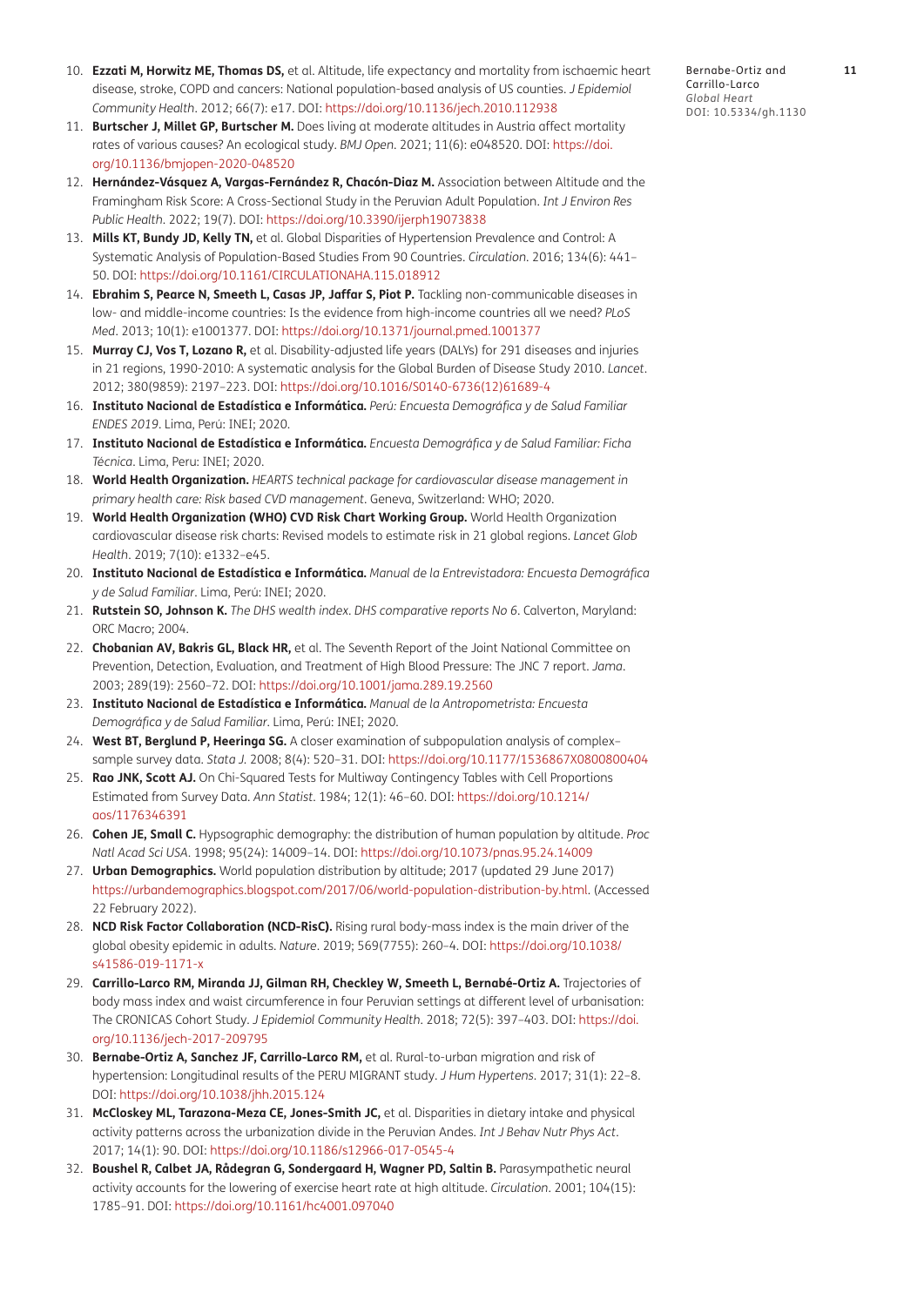10. **Ezzati M, Horwitz ME, Thomas DS,** et al. Altitude, life expectancy and mortality from ischaemic heart disease, stroke, COPD and cancers: National population-based analysis of US counties. *J Epidemiol Community Health*. 2012; 66(7): e17. DOI: https://doi.org/10.1136/jech.2010.112938
11. **Burtscher J, Millet GP, Burtscher M.** Does living at moderate altitudes in Austria affect mortality rates of various causes? An ecological study. *BMJ Open*. 2021; 11(6): e048520. DOI: https://doi.org/10.1136/bmjopen-2020-048520
12. **Hernández-Vásquez A, Vargas-Fernández R, Chacón-Diaz M.** Association between Altitude and the Framingham Risk Score: A Cross-Sectional Study in the Peruvian Adult Population. *Int J Environ Res Public Health*. 2022; 19(7). DOI: https://doi.org/10.3390/ijerph19073838
13. **Mills KT, Bundy JD, Kelly TN,** et al. Global Disparities of Hypertension Prevalence and Control: A Systematic Analysis of Population-Based Studies From 90 Countries. *Circulation*. 2016; 134(6): 441–50. DOI: https://doi.org/10.1161/CIRCULATIONAHA.115.018912
14. **Ebrahim S, Pearce N, Smeeth L, Casas JP, Jaffar S, Piot P.** Tackling non-communicable diseases in low- and middle-income countries: Is the evidence from high-income countries all we need? *PLoS Med*. 2013; 10(1): e1001377. DOI: https://doi.org/10.1371/journal.pmed.1001377
15. **Murray CJ, Vos T, Lozano R,** et al. Disability-adjusted life years (DALYs) for 291 diseases and injuries in 21 regions, 1990-2010: A systematic analysis for the Global Burden of Disease Study 2010. *Lancet*. 2012; 380(9859): 2197–223. DOI: https://doi.org/10.1016/S0140-6736(12)61689-4
16. **Instituto Nacional de Estadística e Informática.** *Perú: Encuesta Demográfica y de Salud Familiar ENDES 2019*. Lima, Perú: INEI; 2020.
17. **Instituto Nacional de Estadística e Informática.** *Encuesta Demográfica y de Salud Familiar: Ficha Técnica*. Lima, Peru: INEI; 2020.
18. **World Health Organization.** *HEARTS technical package for cardiovascular disease management in primary health care: Risk based CVD management*. Geneva, Switzerland: WHO; 2020.
19. **World Health Organization (WHO) CVD Risk Chart Working Group.** World Health Organization cardiovascular disease risk charts: Revised models to estimate risk in 21 global regions. *Lancet Glob Health*. 2019; 7(10): e1332–e45.
20. **Instituto Nacional de Estadística e Informática.** *Manual de la Entrevistadora: Encuesta Demográfica y de Salud Familiar*. Lima, Perú: INEI; 2020.
21. **Rutstein SO, Johnson K.** *The DHS wealth index. DHS comparative reports No 6*. Calverton, Maryland: ORC Macro; 2004.
22. **Chobanian AV, Bakris GL, Black HR,** et al. The Seventh Report of the Joint National Committee on Prevention, Detection, Evaluation, and Treatment of High Blood Pressure: The JNC 7 report. *Jama*. 2003; 289(19): 2560–72. DOI: https://doi.org/10.1001/jama.289.19.2560
23. **Instituto Nacional de Estadística e Informática.** *Manual de la Antropometrista: Encuesta Demográfica y de Salud Familiar*. Lima, Perú: INEI; 2020.
24. **West BT, Berglund P, Heeringa SG.** A closer examination of subpopulation analysis of complex-sample survey data. *Stata J*. 2008; 8(4): 520–31. DOI: https://doi.org/10.1177/1536867X0800800404
25. **Rao JNK, Scott AJ.** On Chi-Squared Tests for Multiway Contingency Tables with Cell Proportions Estimated from Survey Data. *Ann Statist*. 1984; 12(1): 46–60. DOI: https://doi.org/10.1214/aos/1176346391
26. **Cohen JE, Small C.** Hypsographic demography: the distribution of human population by altitude. *Proc Natl Acad Sci USA*. 1998; 95(24): 14009–14. DOI: https://doi.org/10.1073/pnas.95.24.14009
27. **Urban Demographics.** World population distribution by altitude; 2017 (updated 29 June 2017) https://urbandemographics.blogspot.com/2017/06/world-population-distribution-by.html. (Accessed 22 February 2022).
28. **NCD Risk Factor Collaboration (NCD-RisC).** Rising rural body-mass index is the main driver of the global obesity epidemic in adults. *Nature*. 2019; 569(7755): 260–4. DOI: https://doi.org/10.1038/s41586-019-1171-x
29. **Carrillo-Larco RM, Miranda JJ, Gilman RH, Checkley W, Smeeth L, Bernabé-Ortiz A.** Trajectories of body mass index and waist circumference in four Peruvian settings at different level of urbanisation: The CRONICAS Cohort Study. *J Epidemiol Community Health*. 2018; 72(5): 397–403. DOI: https://doi.org/10.1136/jech-2017-209795
30. **Bernabe-Ortiz A, Sanchez JF, Carrillo-Larco RM,** et al. Rural-to-urban migration and risk of hypertension: Longitudinal results of the PERU MIGRANT study. *J Hum Hypertens*. 2017; 31(1): 22–8. DOI: https://doi.org/10.1038/jhh.2015.124
31. **McCloskey ML, Tarazona-Meza CE, Jones-Smith JC,** et al. Disparities in dietary intake and physical activity patterns across the urbanization divide in the Peruvian Andes. *Int J Behav Nutr Phys Act*. 2017; 14(1): 90. DOI: https://doi.org/10.1186/s12966-017-0545-4
32. **Boushel R, Calbet JA, Rådegran G, Sondergaard H, Wagner PD, Saltin B.** Parasympathetic neural activity accounts for the lowering of exercise heart rate at high altitude. *Circulation*. 2001; 104(15): 1785–91. DOI: https://doi.org/10.1161/hc4001.097040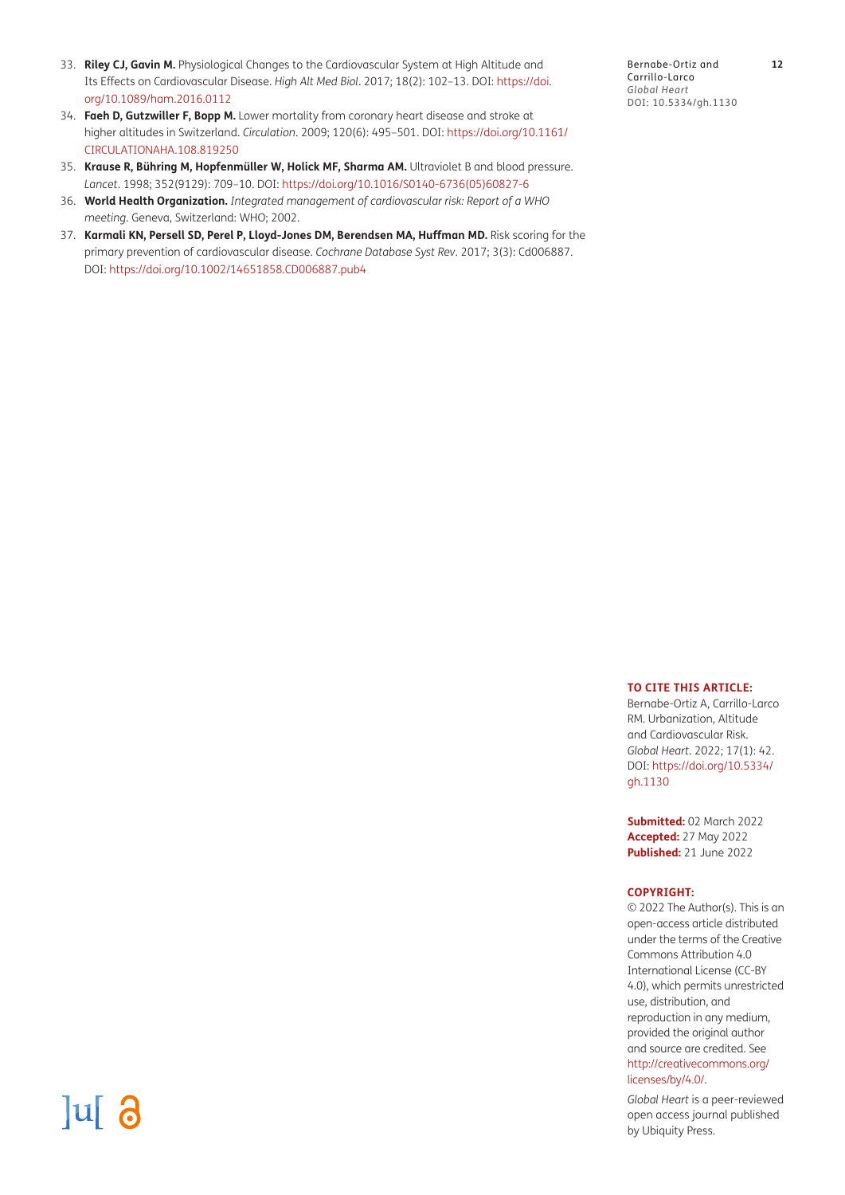33. **Riley CJ, Gavin M.** Physiological Changes to the Cardiovascular System at High Altitude and Its Effects on Cardiovascular Disease. *High Alt Med Biol*. 2017; 18(2): 102–13. DOI: https://doi.org/10.1089/ham.2016.0112
34. **Faeh D, Gutzwiller F, Bopp M.** Lower mortality from coronary heart disease and stroke at higher altitudes in Switzerland. *Circulation*. 2009; 120(6): 495–501. DOI: https://doi.org/10.1161/CIRCULATIONAHA.108.819250
35. **Krause R, Bühring M, Hopfenmüller W, Holick MF, Sharma AM.** Ultraviolet B and blood pressure. *Lancet*. 1998; 352(9129): 709–10. DOI: https://doi.org/10.1016/S0140-6736(05)60827-6
36. **World Health Organization.** *Integrated management of cardiovascular risk: Report of a WHO meeting*. Geneva, Switzerland: WHO; 2002.
37. **Karmali KN, Persell SD, Perel P, Lloyd-Jones DM, Berendsen MA, Huffman MD.** Risk scoring for the primary prevention of cardiovascular disease. *Cochrane Database Syst Rev*. 2017; 3(3): Cd006887. DOI: https://doi.org/10.1002/14651858.CD006887.pub4

**TO CITE THIS ARTICLE:**

Bernabe-Ortiz A, Carrillo-Larco RM. Urbanization, Altitude and Cardiovascular Risk. *Global Heart*. 2022; 17(1): 42. DOI: https://doi.org/10.5334/gh.1130

**Submitted:** 02 March 2022
**Accepted:** 27 May 2022
**Published:** 21 June 2022

**COPYRIGHT:**

© 2022 The Author(s). This is an open-access article distributed under the terms of the Creative Commons Attribution 4.0 International License (CC-BY 4.0), which permits unrestricted use, distribution, and reproduction in any medium, provided the original author and source are credited. See http://creativecommons.org/licenses/by/4.0/.

*Global Heart* is a peer-reviewed open access journal published by Ubiquity Press.